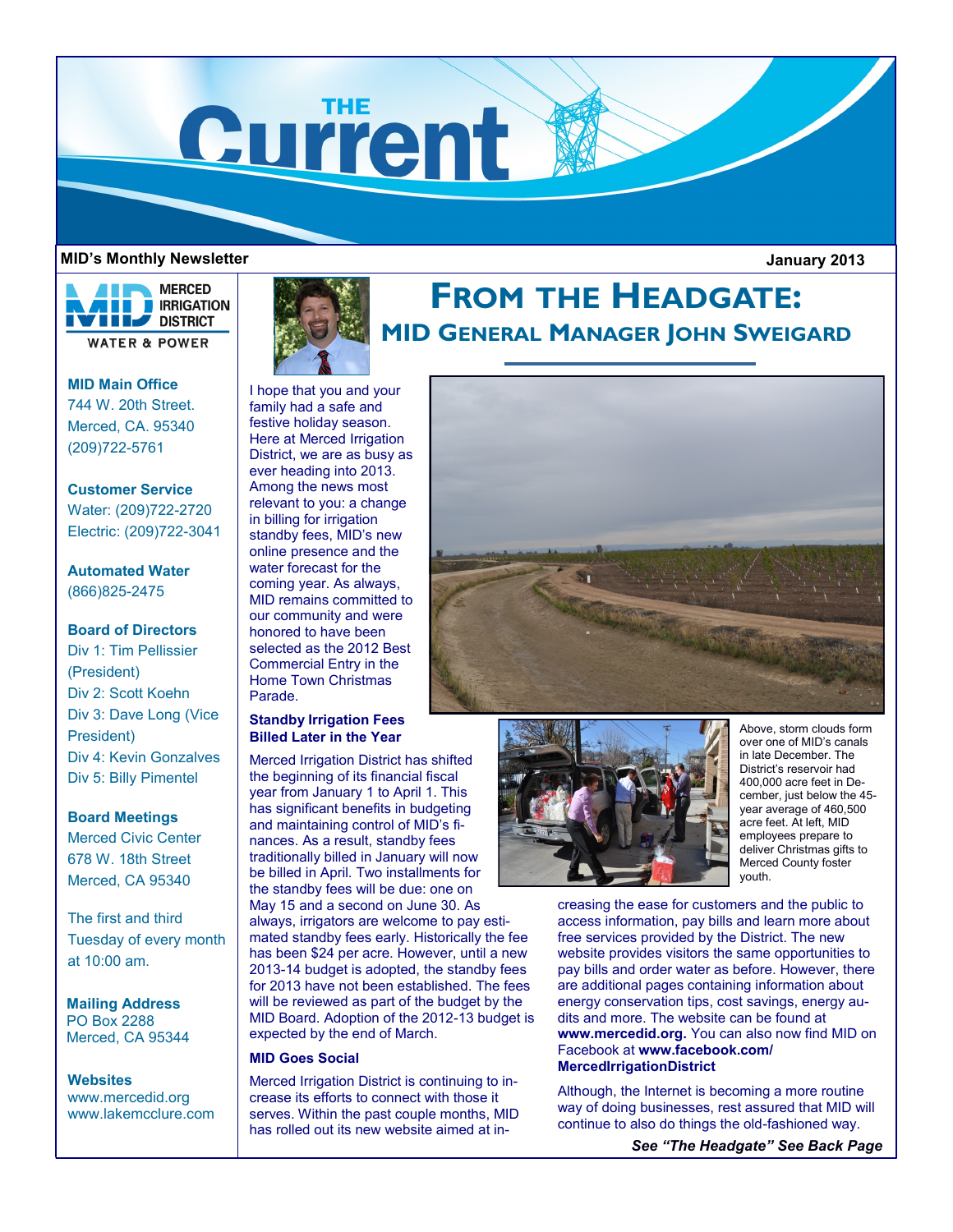# THE Current

**MID's Monthly Newsletter** **January 2013**

MERCED IRRIGATION DISTRICT
WATER & POWER

**MID Main Office**
744 W. 20th Street.
Merced, CA. 95340
(209)722-5761

**Customer Service**
Water: (209)722-2720
Electric: (209)722-3041

**Automated Water**
(866)825-2475

**Board of Directors**
Div 1: Tim Pellissier (President)
Div 2: Scott Koehn
Div 3: Dave Long (Vice President)
Div 4: Kevin Gonzalves
Div 5: Billy Pimentel

**Board Meetings**
Merced Civic Center
678 W. 18th Street
Merced, CA 95340

The first and third Tuesday of every month at 10:00 am.

**Mailing Address**
PO Box 2288
Merced, CA 95344

**Websites**
www.mercedid.org
www.lakemcclure.com

## FROM THE HEADGATE:

### MID GENERAL MANAGER JOHN SWEIGARD

I hope that you and your family had a safe and festive holiday season. Here at Merced Irrigation District, we are as busy as ever heading into 2013. Among the news most relevant to you: a change in billing for irrigation standby fees, MID's new online presence and the water forecast for the coming year. As always, MID remains committed to our community and were honored to have been selected as the 2012 Best Commercial Entry in the Home Town Christmas Parade.

Above, storm clouds form over one of MID's canals in late December. The District's reservoir had 400,000 acre feet in December, just below the 45-year average of 460,500 acre feet. At left, MID employees prepare to deliver Christmas gifts to Merced County foster youth.

**Standby Irrigation Fees Billed Later in the Year**

Merced Irrigation District has shifted the beginning of its financial fiscal year from January 1 to April 1. This has significant benefits in budgeting and maintaining control of MID's finances. As a result, standby fees traditionally billed in January will now be billed in April. Two installments for the standby fees will be due: one on May 15 and a second on June 30. As always, irrigators are welcome to pay estimated standby fees early. Historically the fee has been $24 per acre. However, until a new 2013-14 budget is adopted, the standby fees for 2013 have not been established. The fees will be reviewed as part of the budget by the MID Board. Adoption of the 2012-13 budget is expected by the end of March.

**MID Goes Social**

Merced Irrigation District is continuing to increase its efforts to connect with those it serves. Within the past couple months, MID has rolled out its new website aimed at increasing the ease for customers and the public to access information, pay bills and learn more about free services provided by the District. The new website provides visitors the same opportunities to pay bills and order water as before. However, there are additional pages containing information about energy conservation tips, cost savings, energy audits and more. The website can be found at **www.mercedid.org.** You can also now find MID on Facebook at **www.facebook.com/MercedIrrigationDistrict**

Although, the Internet is becoming a more routine way of doing businesses, rest assured that MID will continue to also do things the old-fashioned way.

***See "The Headgate" See Back Page***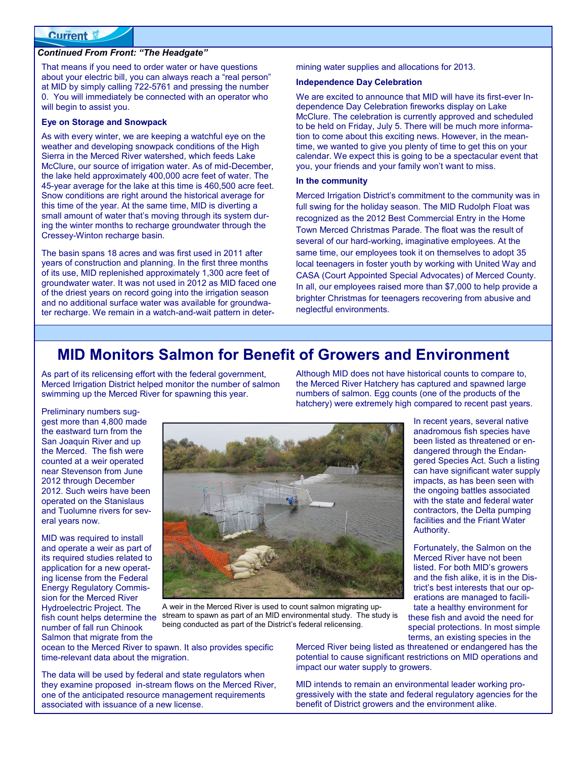*Continued From Front: "The Headgate"*

That means if you need to order water or have questions about your electric bill, you can always reach a "real person" at MID by simply calling 722-5761 and pressing the number 0. You will immediately be connected with an operator who will begin to assist you.

**Eye on Storage and Snowpack**

As with every winter, we are keeping a watchful eye on the weather and developing snowpack conditions of the High Sierra in the Merced River watershed, which feeds Lake McClure, our source of irrigation water. As of mid-December, the lake held approximately 400,000 acre feet of water. The 45-year average for the lake at this time is 460,500 acre feet. Snow conditions are right around the historical average for this time of the year. At the same time, MID is diverting a small amount of water that's moving through its system during the winter months to recharge groundwater through the Cressey-Winton recharge basin.

The basin spans 18 acres and was first used in 2011 after years of construction and planning. In the first three months of its use, MID replenished approximately 1,300 acre feet of groundwater water. It was not used in 2012 as MID faced one of the driest years on record going into the irrigation season and no additional surface water was available for groundwater recharge. We remain in a watch-and-wait pattern in determining water supplies and allocations for 2013.

**Independence Day Celebration**

We are excited to announce that MID will have its first-ever Independence Day Celebration fireworks display on Lake McClure. The celebration is currently approved and scheduled to be held on Friday, July 5. There will be much more information to come about this exciting news. However, in the meantime, we wanted to give you plenty of time to get this on your calendar. We expect this is going to be a spectacular event that you, your friends and your family won't want to miss.

**In the community**

Merced Irrigation District's commitment to the community was in full swing for the holiday season. The MID Rudolph Float was recognized as the 2012 Best Commercial Entry in the Home Town Merced Christmas Parade. The float was the result of several of our hard-working, imaginative employees. At the same time, our employees took it on themselves to adopt 35 local teenagers in foster youth by working with United Way and CASA (Court Appointed Special Advocates) of Merced County. In all, our employees raised more than $7,000 to help provide a brighter Christmas for teenagers recovering from abusive and neglectful environments.

# MID Monitors Salmon for Benefit of Growers and Environment

As part of its relicensing effort with the federal government, Merced Irrigation District helped monitor the number of salmon swimming up the Merced River for spawning this year.

Preliminary numbers suggest more than 4,800 made the eastward turn from the San Joaquin River and up the Merced. The fish were counted at a weir operated near Stevenson from June 2012 through December 2012. Such weirs have been operated on the Stanislaus and Tuolumne rivers for several years now.

MID was required to install and operate a weir as part of its required studies related to application for a new operating license from the Federal Energy Regulatory Commission for the Merced River Hydroelectric Project. The fish count helps determine the number of fall run Chinook Salmon that migrate from the ocean to the Merced River to spawn. It also provides specific time-relevant data about the migration.

A weir in the Merced River is used to count salmon migrating upstream to spawn as part of an MID environmental study. The study is being conducted as part of the District's federal relicensing.

The data will be used by federal and state regulators when they examine proposed in-stream flows on the Merced River, one of the anticipated resource management requirements associated with issuance of a new license.

Although MID does not have historical counts to compare to, the Merced River Hatchery has captured and spawned large numbers of salmon. Egg counts (one of the products of the hatchery) were extremely high compared to recent past years.

In recent years, several native anadromous fish species have been listed as threatened or endangered through the Endangered Species Act. Such a listing can have significant water supply impacts, as has been seen with the ongoing battles associated with the state and federal water contractors, the Delta pumping facilities and the Friant Water Authority.

Fortunately, the Salmon on the Merced River have not been listed. For both MID's growers and the fish alike, it is in the District's best interests that our operations are managed to facilitate a healthy environment for these fish and avoid the need for special protections. In most simple terms, an existing species in the Merced River being listed as threatened or endangered has the potential to cause significant restrictions on MID operations and impact our water supply to growers.

MID intends to remain an environmental leader working progressively with the state and federal regulatory agencies for the benefit of District growers and the environment alike.